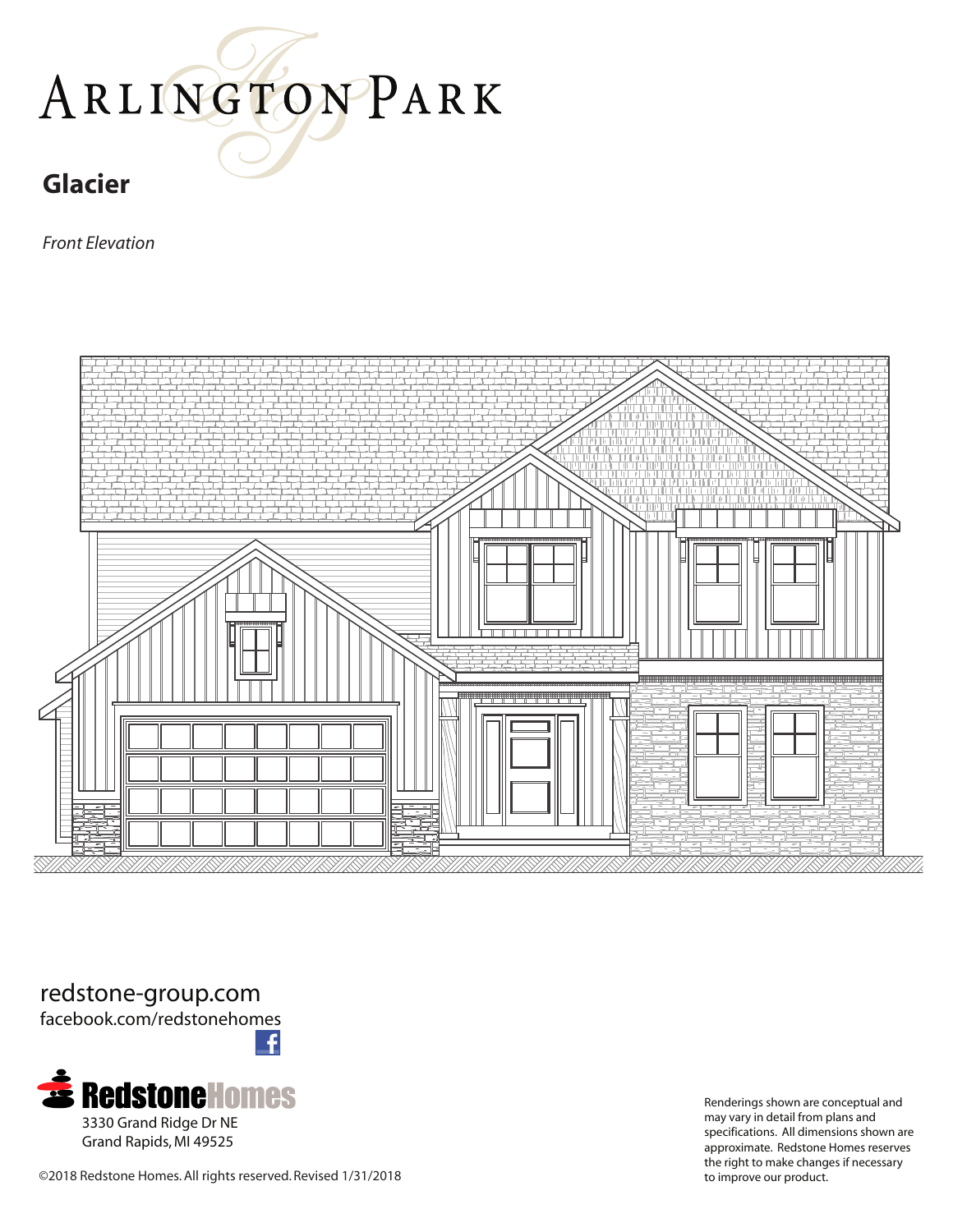# Arlington Park

## Glacier

*Front Elevation*

redstone-group.com
facebook.com/redstonehomes

RedstoneHomes
3330 Grand Ridge Dr NE
Grand Rapids, MI 49525

©2018 Redstone Homes. All rights reserved. Revised 1/31/2018

Renderings shown are conceptual and may vary in detail from plans and specifications. All dimensions shown are approximate. Redstone Homes reserves the right to make changes if necessary to improve our product.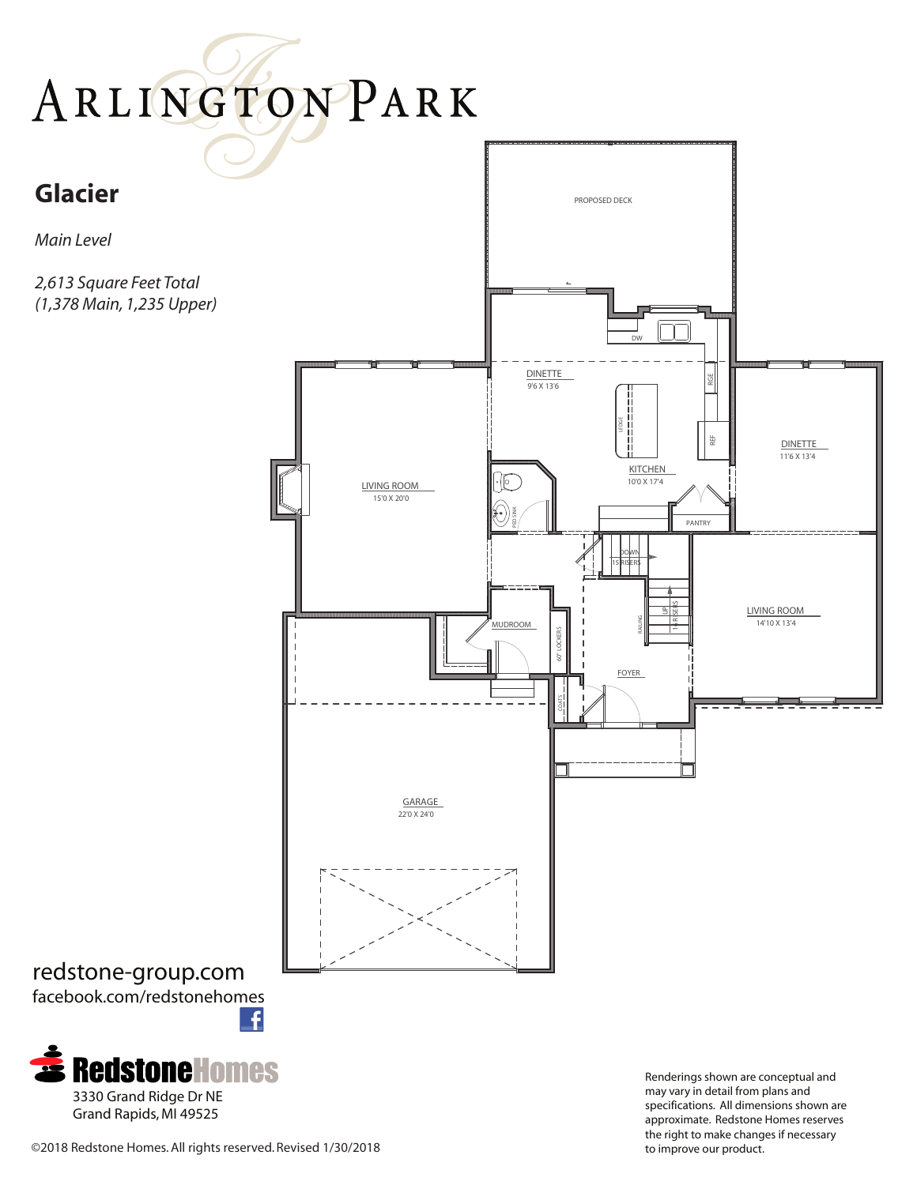# Arlington Park

## Glacier

*Main Level*

*2,613 Square Feet Total (1,378 Main, 1,235 Upper)*

PROPOSED DECK

DINETTE
9'6 X 13'6

KITCHEN
10'0 X 17'4

DINETTE
11'6 X 13'4

LIVING ROOM
15'0 X 20'0

PANTRY

DW

RGE

REF

LEDGE

PED SINK

DOWN
15 RISERS

UP
14 RISERS

RAILING

LIVING ROOM
14'10 X 13'4

MUDROOM

60" LOCKERS

COATS

FOYER

GARAGE
22'0 X 24'0

redstone-group.com
facebook.com/redstonehomes

RedstoneHomes
3330 Grand Ridge Dr NE
Grand Rapids, MI 49525

Renderings shown are conceptual and may vary in detail from plans and specifications. All dimensions shown are approximate. Redstone Homes reserves the right to make changes if necessary to improve our product.

©2018 Redstone Homes. All rights reserved. Revised 1/30/2018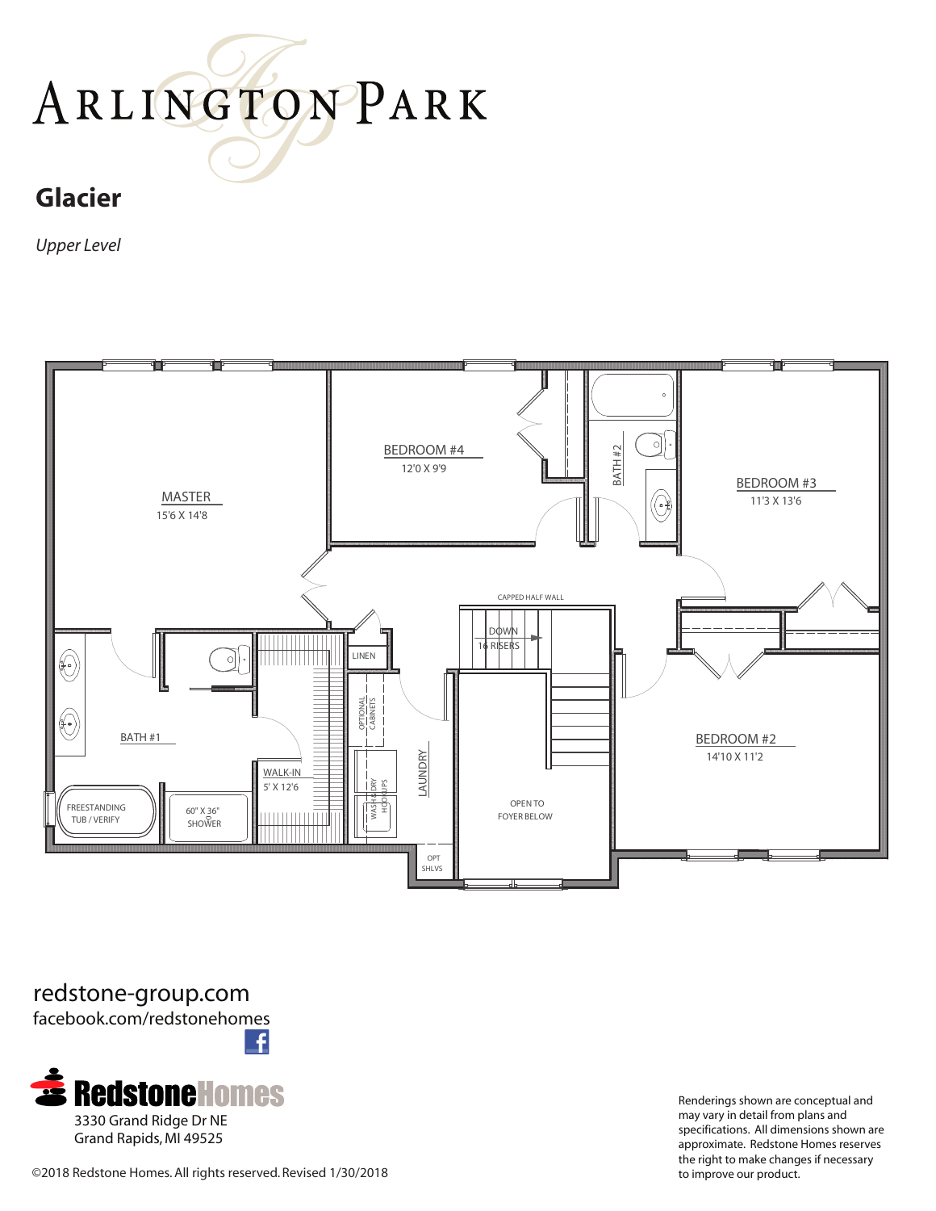# ARLINGTON PARK

## Glacier

*Upper Level*

MASTER
15'6 X 14'8

BEDROOM #4
12'0 X 9'9

BATH #2

BEDROOM #3
11'3 X 13'6

CAPPED HALF WALL

DOWN
16 RISERS

LINEN

OPTIONAL CABINETS

BATH #1

WALK-IN
5' X 12'6

LAUNDRY

WASH & DRY HOOKUPS

BEDROOM #2
14'10 X 11'2

FREESTANDING TUB / VERIFY

60" X 36" SHOWER

OPEN TO FOYER BELOW

OPT SHLVS

redstone-group.com
facebook.com/redstonehomes

RedstoneHomes
3330 Grand Ridge Dr NE
Grand Rapids, MI 49525

©2018 Redstone Homes. All rights reserved. Revised 1/30/2018

Renderings shown are conceptual and may vary in detail from plans and specifications. All dimensions shown are approximate. Redstone Homes reserves the right to make changes if necessary to improve our product.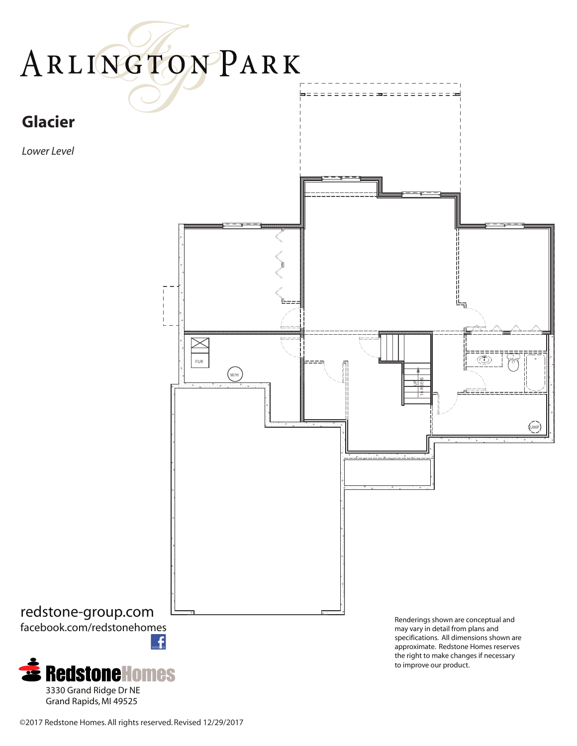# Arlington Park

## Glacier

*Lower Level*

FUR

W/H

UP
16 RISERS

SUMP

redstone-group.com
facebook.com/redstonehomes

Redstone Homes
3330 Grand Ridge Dr NE
Grand Rapids, MI 49525

Renderings shown are conceptual and may vary in detail from plans and specifications. All dimensions shown are approximate. Redstone Homes reserves the right to make changes if necessary to improve our product.

©2017 Redstone Homes. All rights reserved. Revised 12/29/2017